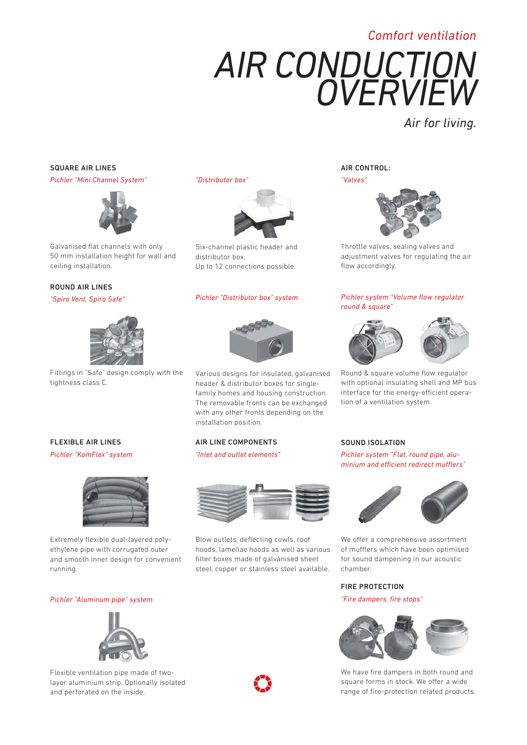*Comfort ventilation*

# AIR CONDUCTION OVERVIEW

*Air for living.*

## SQUARE AIR LINES

*Pichler "Mini Channel System"*

Galvanised flat channels with only 50 mm installation height for wall and ceiling installation.

*"Distributor box"*

Six-channel plastic header and distributor box.
Up to 12 connections possible.

## ROUND AIR LINES

*"Spiro Vent, Spiro Safe"*

Fittings in "Safe" design comply with the tightness class C.

*Pichler "Distributor box" system*

Various designs for insulated, galvanised header & distributor boxes for single-family homes and housing construction. The removable fronts can be exchanged with any other fronts depending on the installation position.

## FLEXIBLE AIR LINES

*Pichler "KomFlex" system*

Extremely flexible dual-layered polyethylene pipe with corrugated outer and smooth inner design for convenient running.

*Pichler "Aluminum pipe" system*

Flexible ventilation pipe made of two-layer aluminium strip. Optionally isolated and perforated on the inside.

## AIR LINE COMPONENTS

*"Inlet and outlet elements"*

Blow outlets, deflecting cowls, roof hoods, lamellae hoods as well as various filter boxes made of galvanised sheet steel, copper or stainless steel available.

## AIR CONTROL:

*"Valves"*

Throttle valves, sealing valves and adjustment valves for regulating the air flow accordingly.

*Pichler system "Volume flow regulator round & square"*

Round & square volume flow regulator with optional insulating shell and MP bus interface for the energy-efficient operation of a ventilation system.

## SOUND ISOLATION

*Pichler system "Flat, round pipe, aluminium and efficient redirect mufflers"*

We offer a comprehensive assortment of mufflers which have been optimised for sound dampening in our acoustic chamber.

## FIRE PROTECTION

*"Fire dampers, fire stops"*

We have fire dampers in both round and square forms in stock. We offer a wide range of fire-protection related products.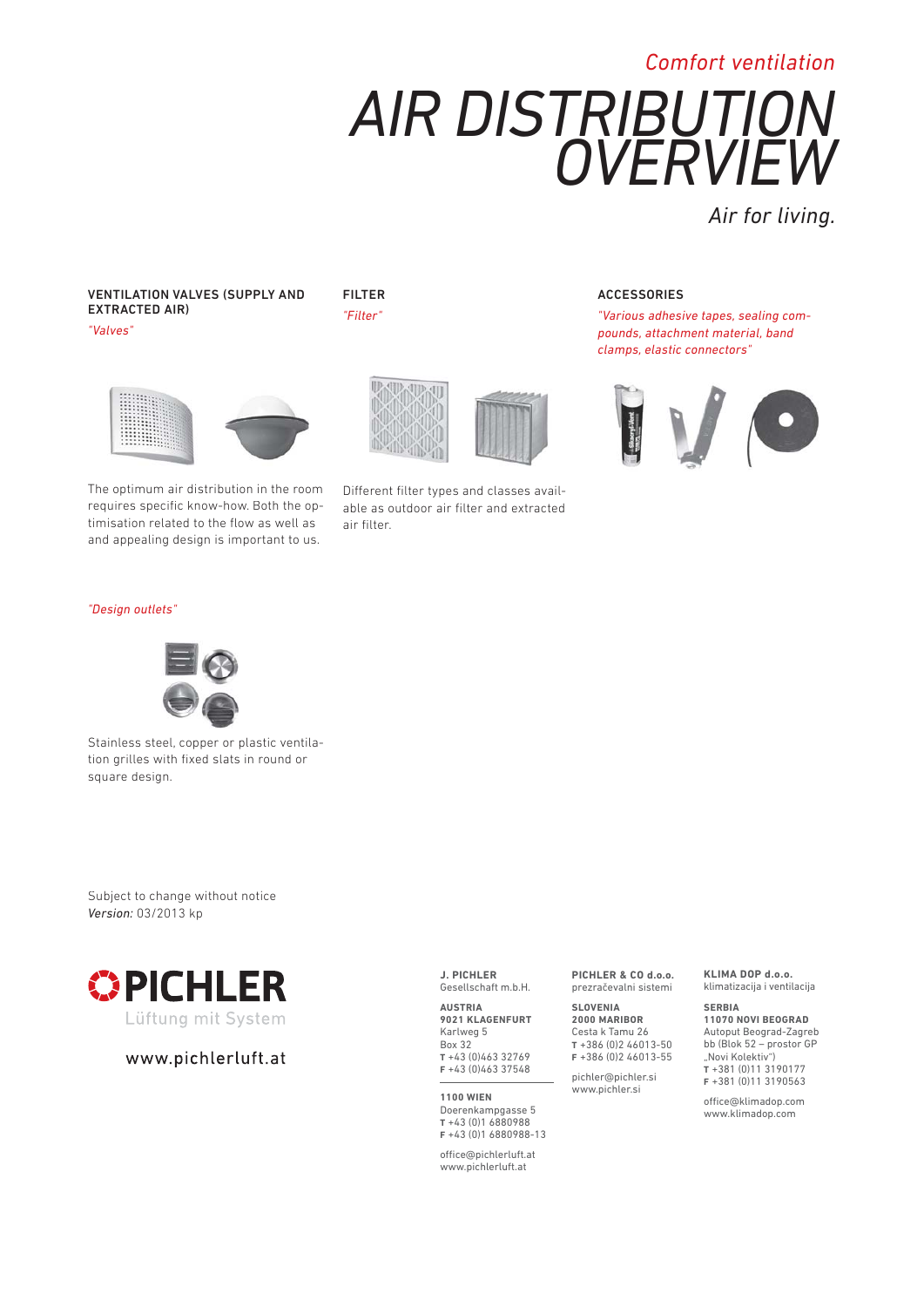*Comfort ventilation*

# AIR DISTRIBUTION OVERVIEW

*Air for living.*

### VENTILATION VALVES (SUPPLY AND EXTRACTED AIR)

*"Valves"*

The optimum air distribution in the room requires specific know-how. Both the optimisation related to the flow as well as and appealing design is important to us.

### FILTER

*"Filter"*

Different filter types and classes available as outdoor air filter and extracted air filter.

### ACCESSORIES

*"Various adhesive tapes, sealing compounds, attachment material, band clamps, elastic connectors"*

*"Design outlets"*

Stainless steel, copper or plastic ventilation grilles with fixed slats in round or square design.

Subject to change without notice
*Version:* 03/2013 kp

PICHLER
Lüftung mit System

www.pichlerluft.at

**J. PICHLER**
Gesellschaft m.b.H.

**AUSTRIA**
**9021 KLAGENFURT**
Karlweg 5
Box 32
**T** +43 (0)463 32769
**F** +43 (0)463 37548

**1100 WIEN**
Doerenkampgasse 5
**T** +43 (0)1 6880988
**F** +43 (0)1 6880988-13

office@pichlerluft.at
www.pichlerluft.at

**PICHLER & CO d.o.o.**
prezračevalni sistemi

**SLOVENIA**
**2000 MARIBOR**
Cesta k Tamu 26
**T** +386 (0)2 46013-50
**F** +386 (0)2 46013-55

pichler@pichler.si
www.pichler.si

**KLIMA DOP d.o.o.**
klimatizacija i ventilacija

**SERBIA**
**11070 NOVI BEOGRAD**
Autoput Beograd-Zagreb
bb (Blok 52 – prostor GP „Novi Kolektiv")
**T** +381 (0)11 3190177
**F** +381 (0)11 3190563

office@klimadop.com
www.klimadop.com